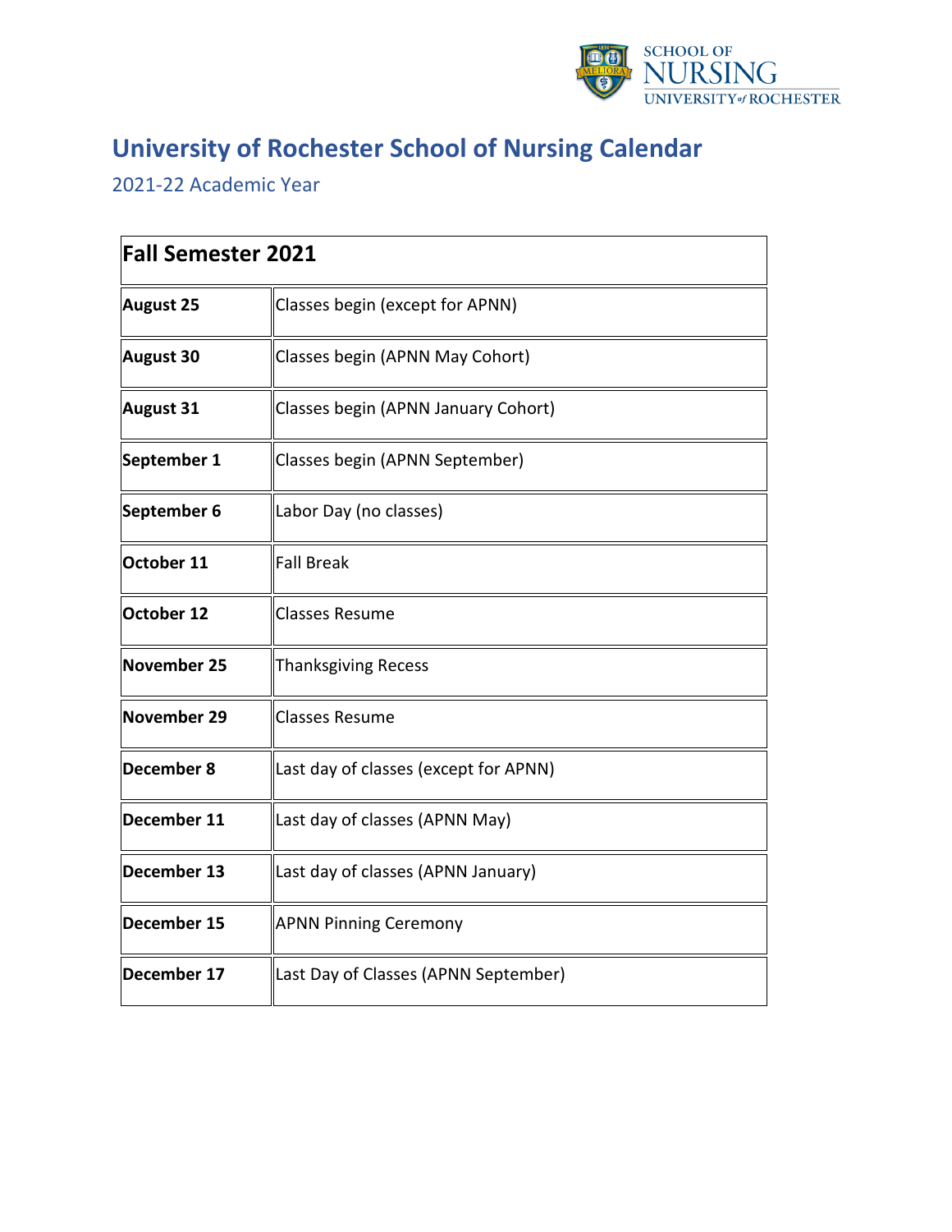# University of Rochester School of Nursing Calendar

2021-22 Academic Year

| Fall Semester 2021 | |
|---|---|
| **August 25** | Classes begin (except for APNN) |
| **August 30** | Classes begin (APNN May Cohort) |
| **August 31** | Classes begin (APNN January Cohort) |
| **September 1** | Classes begin (APNN September) |
| **September 6** | Labor Day (no classes) |
| **October 11** | Fall Break |
| **October 12** | Classes Resume |
| **November 25** | Thanksgiving Recess |
| **November 29** | Classes Resume |
| **December 8** | Last day of classes (except for APNN) |
| **December 11** | Last day of classes (APNN May) |
| **December 13** | Last day of classes (APNN January) |
| **December 15** | APNN Pinning Ceremony |
| **December 17** | Last Day of Classes (APNN September) |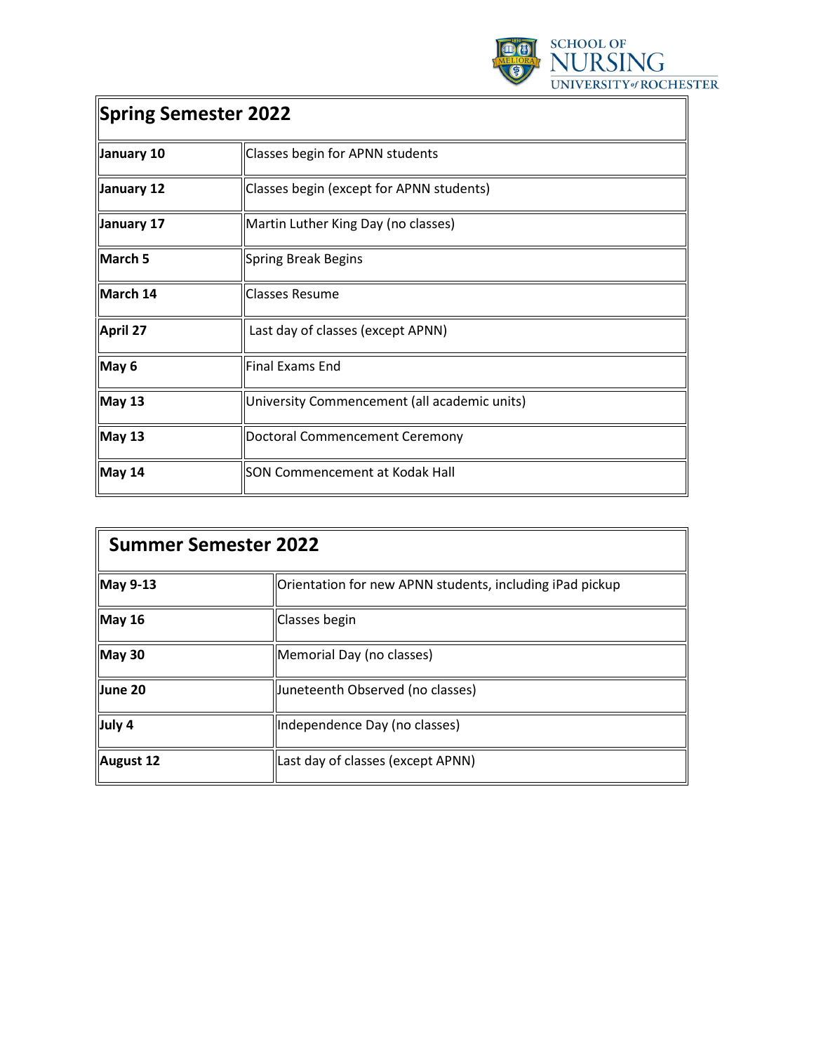SCHOOL OF NURSING
UNIVERSITY of ROCHESTER

| Spring Semester 2022 | |
|---|---|
| **January 10** | Classes begin for APNN students |
| **January 12** | Classes begin (except for APNN students) |
| **January 17** | Martin Luther King Day (no classes) |
| **March 5** | Spring Break Begins |
| **March 14** | Classes Resume |
| **April 27** | Last day of classes (except APNN) |
| **May 6** | Final Exams End |
| **May 13** | University Commencement (all academic units) |
| **May 13** | Doctoral Commencement Ceremony |
| **May 14** | SON Commencement at Kodak Hall |

| Summer Semester 2022 | |
|---|---|
| **May 9-13** | Orientation for new APNN students, including iPad pickup |
| **May 16** | Classes begin |
| **May 30** | Memorial Day (no classes) |
| **June 20** | Juneteenth Observed (no classes) |
| **July 4** | Independence Day (no classes) |
| **August 12** | Last day of classes (except APNN) |